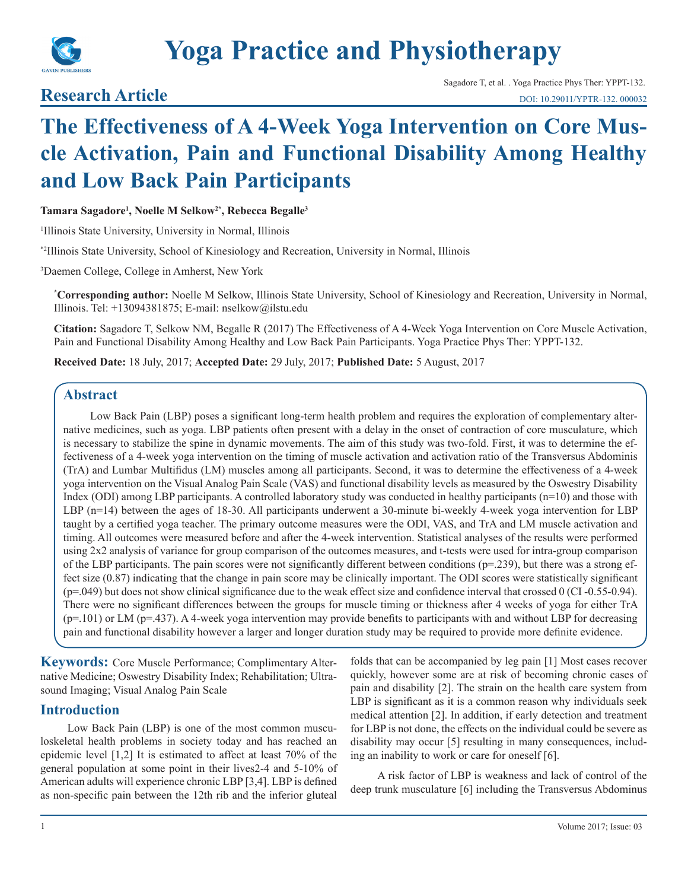# Yoga Practice and Physiotherapy

## Research Article

Sagadore T, et al. . Yoga Practice Phys Ther: YPPT-132.
DOI: 10.29011/YPTR-132. 000032

# The Effectiveness of A 4-Week Yoga Intervention on Core Muscle Activation, Pain and Functional Disability Among Healthy and Low Back Pain Participants

**Tamara Sagadore[1], Noelle M Selkow[2*], Rebecca Begalle[3]**

[1]Illinois State University, University in Normal, Illinois

[*2]Illinois State University, School of Kinesiology and Recreation, University in Normal, Illinois

[3]Daemen College, College in Amherst, New York

**[*]Corresponding author:** Noelle M Selkow, Illinois State University, School of Kinesiology and Recreation, University in Normal, Illinois. Tel: +13094381875; E-mail: nselkow@ilstu.edu

**Citation:** Sagadore T, Selkow NM, Begalle R (2017) The Effectiveness of A 4-Week Yoga Intervention on Core Muscle Activation, Pain and Functional Disability Among Healthy and Low Back Pain Participants. Yoga Practice Phys Ther: YPPT-132.

**Received Date:** 18 July, 2017; **Accepted Date:** 29 July, 2017; **Published Date:** 5 August, 2017

## Abstract

Low Back Pain (LBP) poses a significant long-term health problem and requires the exploration of complementary alternative medicines, such as yoga. LBP patients often present with a delay in the onset of contraction of core musculature, which is necessary to stabilize the spine in dynamic movements. The aim of this study was two-fold. First, it was to determine the effectiveness of a 4-week yoga intervention on the timing of muscle activation and activation ratio of the Transversus Abdominis (TrA) and Lumbar Multifidus (LM) muscles among all participants. Second, it was to determine the effectiveness of a 4-week yoga intervention on the Visual Analog Pain Scale (VAS) and functional disability levels as measured by the Oswestry Disability Index (ODI) among LBP participants. A controlled laboratory study was conducted in healthy participants (n=10) and those with LBP (n=14) between the ages of 18-30. All participants underwent a 30-minute bi-weekly 4-week yoga intervention for LBP taught by a certified yoga teacher. The primary outcome measures were the ODI, VAS, and TrA and LM muscle activation and timing. All outcomes were measured before and after the 4-week intervention. Statistical analyses of the results were performed using 2x2 analysis of variance for group comparison of the outcomes measures, and t-tests were used for intra-group comparison of the LBP participants. The pain scores were not significantly different between conditions (p=.239), but there was a strong effect size (0.87) indicating that the change in pain score may be clinically important. The ODI scores were statistically significant (p=.049) but does not show clinical significance due to the weak effect size and confidence interval that crossed 0 (CI -0.55-0.94). There were no significant differences between the groups for muscle timing or thickness after 4 weeks of yoga for either TrA (p=.101) or LM (p=.437). A 4-week yoga intervention may provide benefits to participants with and without LBP for decreasing pain and functional disability however a larger and longer duration study may be required to provide more definite evidence.

**Keywords:** Core Muscle Performance; Complimentary Alternative Medicine; Oswestry Disability Index; Rehabilitation; Ultrasound Imaging; Visual Analog Pain Scale

## Introduction

Low Back Pain (LBP) is one of the most common musculoskeletal health problems in society today and has reached an epidemic level [1,2] It is estimated to affect at least 70% of the general population at some point in their lives2-4 and 5-10% of American adults will experience chronic LBP [3,4]. LBP is defined as non-specific pain between the 12th rib and the inferior gluteal folds that can be accompanied by leg pain [1] Most cases recover quickly, however some are at risk of becoming chronic cases of pain and disability [2]. The strain on the health care system from LBP is significant as it is a common reason why individuals seek medical attention [2]. In addition, if early detection and treatment for LBP is not done, the effects on the individual could be severe as disability may occur [5] resulting in many consequences, including an inability to work or care for oneself [6].

A risk factor of LBP is weakness and lack of control of the deep trunk musculature [6] including the Transversus Abdominus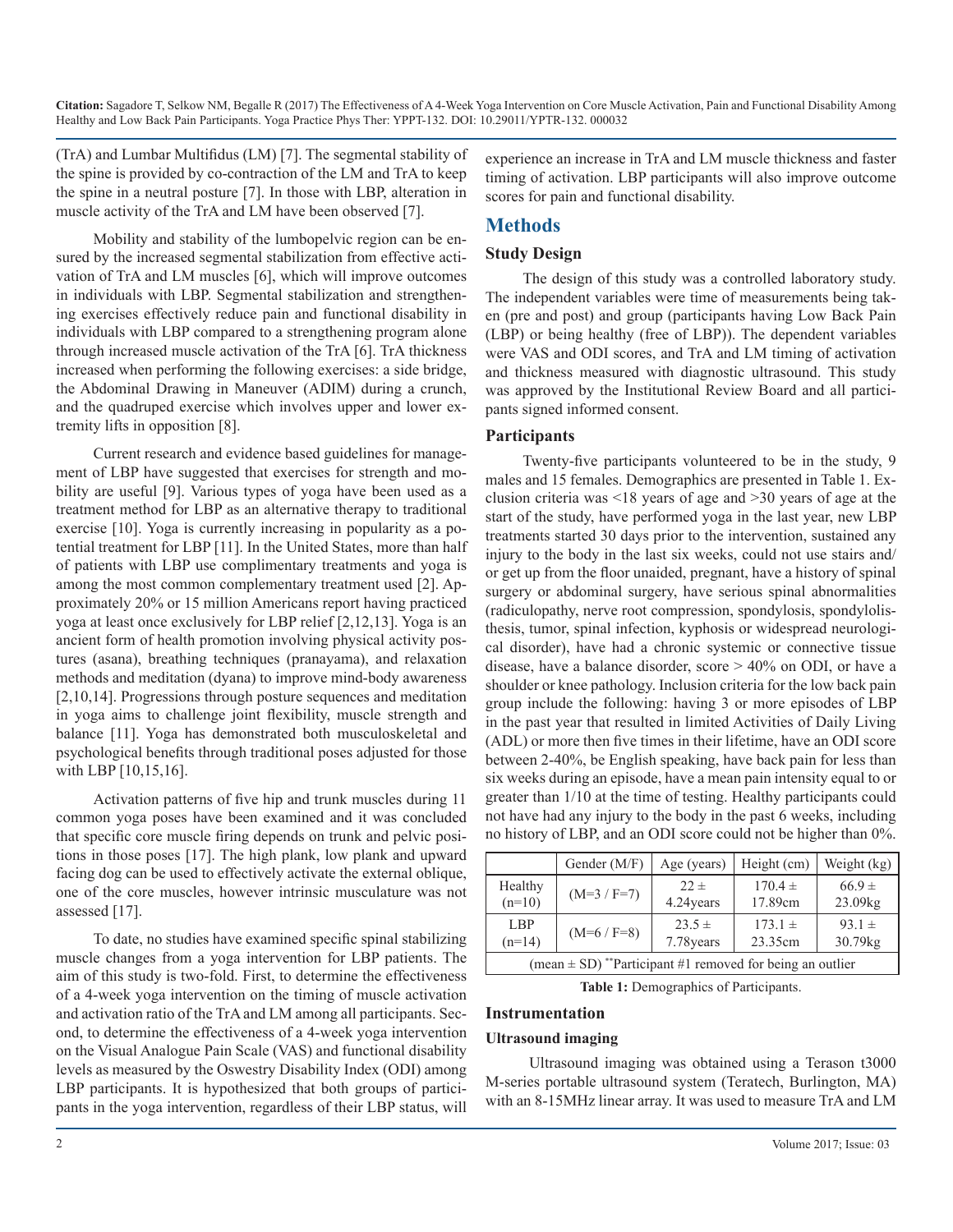(TrA) and Lumbar Multifidus (LM) [7]. The segmental stability of the spine is provided by co-contraction of the LM and TrA to keep the spine in a neutral posture [7]. In those with LBP, alteration in muscle activity of the TrA and LM have been observed [7].

Mobility and stability of the lumbopelvic region can be ensured by the increased segmental stabilization from effective activation of TrA and LM muscles [6], which will improve outcomes in individuals with LBP. Segmental stabilization and strengthening exercises effectively reduce pain and functional disability in individuals with LBP compared to a strengthening program alone through increased muscle activation of the TrA [6]. TrA thickness increased when performing the following exercises: a side bridge, the Abdominal Drawing in Maneuver (ADIM) during a crunch, and the quadruped exercise which involves upper and lower extremity lifts in opposition [8].

Current research and evidence based guidelines for management of LBP have suggested that exercises for strength and mobility are useful [9]. Various types of yoga have been used as a treatment method for LBP as an alternative therapy to traditional exercise [10]. Yoga is currently increasing in popularity as a potential treatment for LBP [11]. In the United States, more than half of patients with LBP use complimentary treatments and yoga is among the most common complementary treatment used [2]. Approximately 20% or 15 million Americans report having practiced yoga at least once exclusively for LBP relief [2,12,13]. Yoga is an ancient form of health promotion involving physical activity postures (asana), breathing techniques (pranayama), and relaxation methods and meditation (dyana) to improve mind-body awareness [2,10,14]. Progressions through posture sequences and meditation in yoga aims to challenge joint flexibility, muscle strength and balance [11]. Yoga has demonstrated both musculoskeletal and psychological benefits through traditional poses adjusted for those with LBP [10,15,16].

Activation patterns of five hip and trunk muscles during 11 common yoga poses have been examined and it was concluded that specific core muscle firing depends on trunk and pelvic positions in those poses [17]. The high plank, low plank and upward facing dog can be used to effectively activate the external oblique, one of the core muscles, however intrinsic musculature was not assessed [17].

To date, no studies have examined specific spinal stabilizing muscle changes from a yoga intervention for LBP patients. The aim of this study is two-fold. First, to determine the effectiveness of a 4-week yoga intervention on the timing of muscle activation and activation ratio of the TrA and LM among all participants. Second, to determine the effectiveness of a 4-week yoga intervention on the Visual Analogue Pain Scale (VAS) and functional disability levels as measured by the Oswestry Disability Index (ODI) among LBP participants. It is hypothesized that both groups of participants in the yoga intervention, regardless of their LBP status, will experience an increase in TrA and LM muscle thickness and faster timing of activation. LBP participants will also improve outcome scores for pain and functional disability.

## Methods

### Study Design

The design of this study was a controlled laboratory study. The independent variables were time of measurements being taken (pre and post) and group (participants having Low Back Pain (LBP) or being healthy (free of LBP)). The dependent variables were VAS and ODI scores, and TrA and LM timing of activation and thickness measured with diagnostic ultrasound. This study was approved by the Institutional Review Board and all participants signed informed consent.

### Participants

Twenty-five participants volunteered to be in the study, 9 males and 15 females. Demographics are presented in Table 1. Exclusion criteria was <18 years of age and >30 years of age at the start of the study, have performed yoga in the last year, new LBP treatments started 30 days prior to the intervention, sustained any injury to the body in the last six weeks, could not use stairs and/or get up from the floor unaided, pregnant, have a history of spinal surgery or abdominal surgery, have serious spinal abnormalities (radiculopathy, nerve root compression, spondylosis, spondylolisthesis, tumor, spinal infection, kyphosis or widespread neurological disorder), have had a chronic systemic or connective tissue disease, have a balance disorder, score > 40% on ODI, or have a shoulder or knee pathology. Inclusion criteria for the low back pain group include the following: having 3 or more episodes of LBP in the past year that resulted in limited Activities of Daily Living (ADL) or more then five times in their lifetime, have an ODI score between 2-40%, be English speaking, have back pain for less than six weeks during an episode, have a mean pain intensity equal to or greater than 1/10 at the time of testing. Healthy participants could not have had any injury to the body in the past 6 weeks, including no history of LBP, and an ODI score could not be higher than 0%.

| | Gender (M/F) | Age (years) | Height (cm) | Weight (kg) |
|---|---|---|---|---|
| Healthy (n=10) | (M=3 / F=7) | 22 ± 4.24years | 170.4 ± 17.89cm | 66.9 ± 23.09kg |
| LBP (n=14) | (M=6 / F=8) | 23.5 ± 7.78years | 173.1 ± 23.35cm | 93.1 ± 30.79kg |
| (mean ± SD) **Participant #1 removed for being an outlier | | | | |

**Table 1:** Demographics of Participants.

### Instrumentation

#### Ultrasound imaging

Ultrasound imaging was obtained using a Terason t3000 M-series portable ultrasound system (Teratech, Burlington, MA) with an 8-15MHz linear array. It was used to measure TrA and LM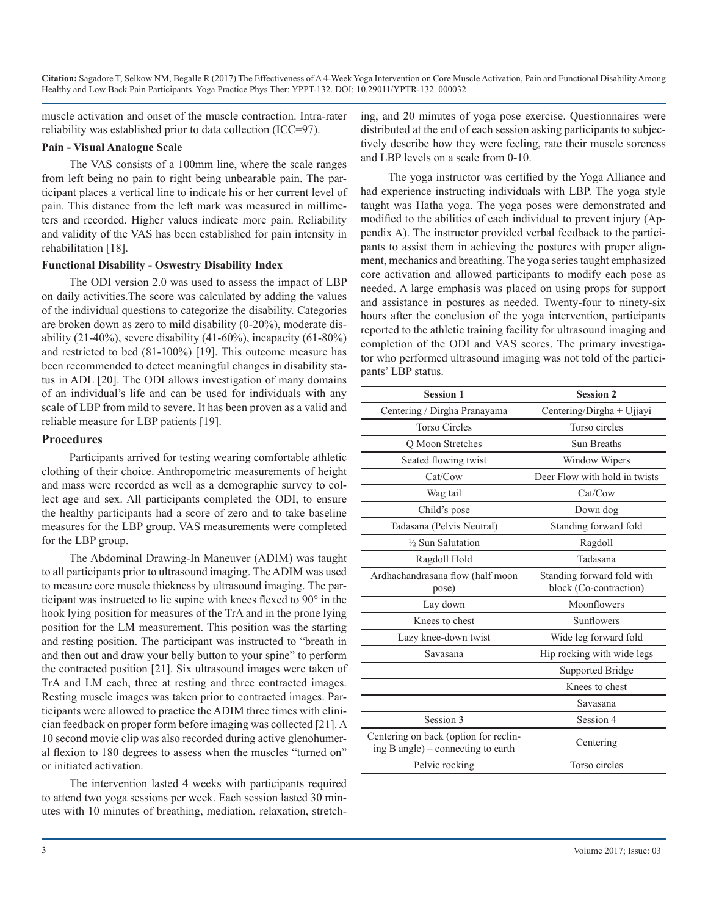muscle activation and onset of the muscle contraction. Intra-rater reliability was established prior to data collection (ICC=97).

**Pain - Visual Analogue Scale**

The VAS consists of a 100mm line, where the scale ranges from left being no pain to right being unbearable pain. The participant places a vertical line to indicate his or her current level of pain. This distance from the left mark was measured in millimeters and recorded. Higher values indicate more pain. Reliability and validity of the VAS has been established for pain intensity in rehabilitation [18].

**Functional Disability - Oswestry Disability Index**

The ODI version 2.0 was used to assess the impact of LBP on daily activities.The score was calculated by adding the values of the individual questions to categorize the disability. Categories are broken down as zero to mild disability (0-20%), moderate disability (21-40%), severe disability (41-60%), incapacity (61-80%) and restricted to bed (81-100%) [19]. This outcome measure has been recommended to detect meaningful changes in disability status in ADL [20]. The ODI allows investigation of many domains of an individual's life and can be used for individuals with any scale of LBP from mild to severe. It has been proven as a valid and reliable measure for LBP patients [19].

## Procedures

Participants arrived for testing wearing comfortable athletic clothing of their choice. Anthropometric measurements of height and mass were recorded as well as a demographic survey to collect age and sex. All participants completed the ODI, to ensure the healthy participants had a score of zero and to take baseline measures for the LBP group. VAS measurements were completed for the LBP group.

The Abdominal Drawing-In Maneuver (ADIM) was taught to all participants prior to ultrasound imaging. The ADIM was used to measure core muscle thickness by ultrasound imaging. The participant was instructed to lie supine with knees flexed to 90° in the hook lying position for measures of the TrA and in the prone lying position for the LM measurement. This position was the starting and resting position. The participant was instructed to "breath in and then out and draw your belly button to your spine" to perform the contracted position [21]. Six ultrasound images were taken of TrA and LM each, three at resting and three contracted images. Resting muscle images was taken prior to contracted images. Participants were allowed to practice the ADIM three times with clinician feedback on proper form before imaging was collected [21]. A 10 second movie clip was also recorded during active glenohumeral flexion to 180 degrees to assess when the muscles "turned on" or initiated activation.

The intervention lasted 4 weeks with participants required to attend two yoga sessions per week. Each session lasted 30 minutes with 10 minutes of breathing, mediation, relaxation, stretching, and 20 minutes of yoga pose exercise. Questionnaires were distributed at the end of each session asking participants to subjectively describe how they were feeling, rate their muscle soreness and LBP levels on a scale from 0-10.

The yoga instructor was certified by the Yoga Alliance and had experience instructing individuals with LBP. The yoga style taught was Hatha yoga. The yoga poses were demonstrated and modified to the abilities of each individual to prevent injury (Appendix A). The instructor provided verbal feedback to the participants to assist them in achieving the postures with proper alignment, mechanics and breathing. The yoga series taught emphasized core activation and allowed participants to modify each pose as needed. A large emphasis was placed on using props for support and assistance in postures as needed. Twenty-four to ninety-six hours after the conclusion of the yoga intervention, participants reported to the athletic training facility for ultrasound imaging and completion of the ODI and VAS scores. The primary investigator who performed ultrasound imaging was not told of the participants' LBP status.

| Session 1 | Session 2 |
|---|---|
| Centering / Dirgha Pranayama | Centering/Dirgha + Ujjayi |
| Torso Circles | Torso circles |
| Q Moon Stretches | Sun Breaths |
| Seated flowing twist | Window Wipers |
| Cat/Cow | Deer Flow with hold in twists |
| Wag tail | Cat/Cow |
| Child's pose | Down dog |
| Tadasana (Pelvis Neutral) | Standing forward fold |
| ½ Sun Salutation | Ragdoll |
| Ragdoll Hold | Tadasana |
| Ardhachandrasana flow (half moon pose) | Standing forward fold with block (Co-contraction) |
| Lay down | Moonflowers |
| Knees to chest | Sunflowers |
| Lazy knee-down twist | Wide leg forward fold |
| Savasana | Hip rocking with wide legs |
| | Supported Bridge |
| | Knees to chest |
| | Savasana |
| Session 3 | Session 4 |
| Centering on back (option for reclining B angle) – connecting to earth | Centering |
| Pelvic rocking | Torso circles |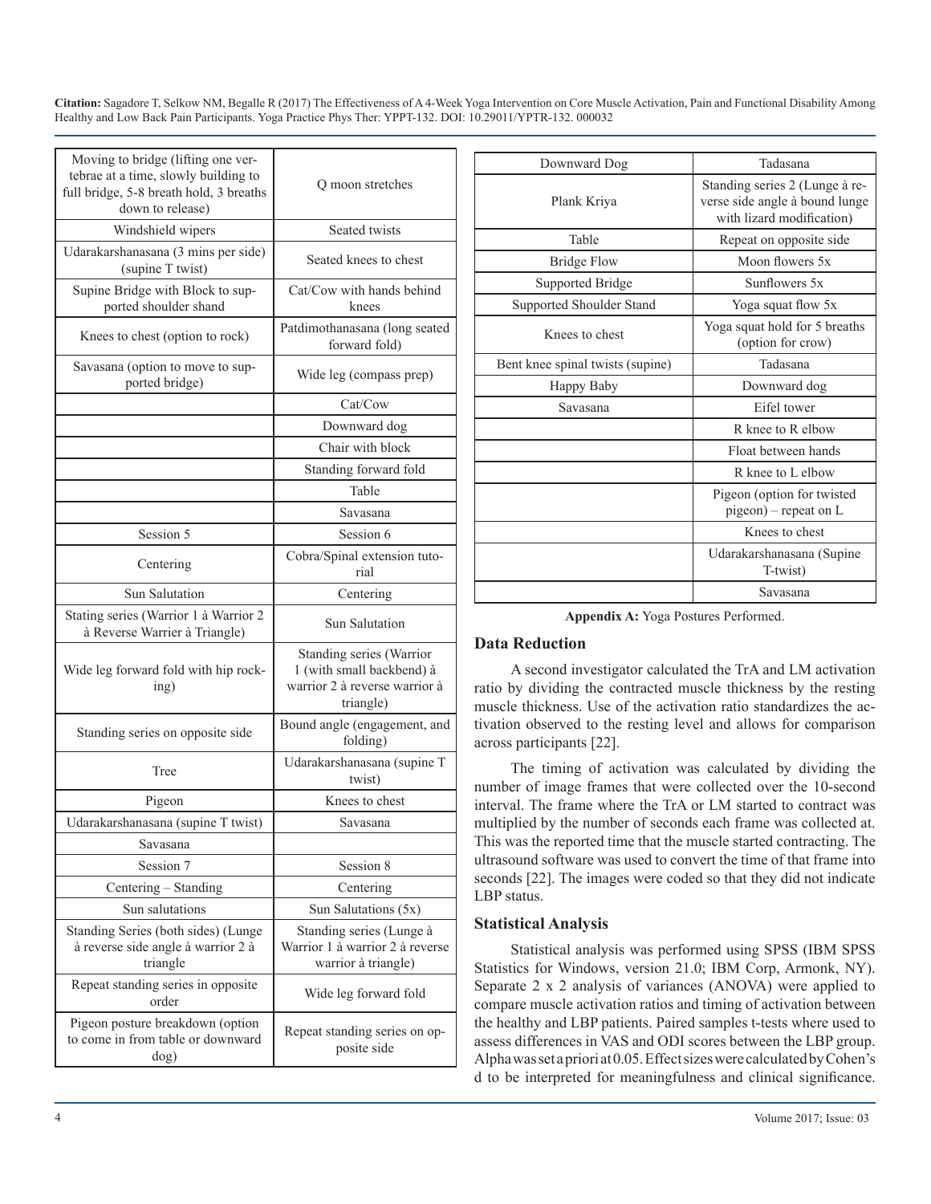| | |
|---|---|
| Moving to bridge (lifting one vertebrae at a time, slowly building to full bridge, 5-8 breath hold, 3 breaths down to release) | Q moon stretches |
| Windshield wipers | Seated twists |
| Udarakarshanasana (3 mins per side) (supine T twist) | Seated knees to chest |
| Supine Bridge with Block to supported shoulder shand | Cat/Cow with hands behind knees |
| Knees to chest (option to rock) | Patdimothanasana (long seated forward fold) |
| Savasana (option to move to supported bridge) | Wide leg (compass prep) |
| | Cat/Cow |
| | Downward dog |
| | Chair with block |
| | Standing forward fold |
| | Table |
| | Savasana |
| Session 5 | Session 6 |
| Centering | Cobra/Spinal extension tutorial |
| Sun Salutation | Centering |
| Stating series (Warrior 1 à Warrior 2 à Reverse Warrior à Triangle) | Sun Salutation |
| Wide leg forward fold with hip rocking) | Standing series (Warrior 1 (with small backbend) à warrior 2 à reverse warrior à triangle) |
| Standing series on opposite side | Bound angle (engagement, and folding) |
| Tree | Udarakarshanasana (supine T twist) |
| Pigeon | Knees to chest |
| Udarakarshanasana (supine T twist) | Savasana |
| Savasana | |
| Session 7 | Session 8 |
| Centering – Standing | Centering |
| Sun salutations | Sun Salutations (5x) |
| Standing Series (both sides) (Lunge à reverse side angle à warrior 2 à triangle | Standing series (Lunge à Warrior 1 à warrior 2 à reverse warrior à triangle) |
| Repeat standing series in opposite order | Wide leg forward fold |
| Pigeon posture breakdown (option to come in from table or downward dog) | Repeat standing series on opposite side |
| Downward Dog | Tadasana |
| Plank Kriya | Standing series 2 (Lunge à reverse side angle à bound lunge with lizard modification) |
| Table | Repeat on opposite side |
| Bridge Flow | Moon flowers 5x |
| Supported Bridge | Sunflowers 5x |
| Supported Shoulder Stand | Yoga squat flow 5x |
| Knees to chest | Yoga squat hold for 5 breaths (option for crow) |
| Bent knee spinal twists (supine) | Tadasana |
| Happy Baby | Downward dog |
| Savasana | Eifel tower |
| | R knee to R elbow |
| | Float between hands |
| | R knee to L elbow |
| | Pigeon (option for twisted pigeon) – repeat on L |
| | Knees to chest |
| | Udarakarshanasana (Supine T-twist) |
| | Savasana |

**Appendix A:** Yoga Postures Performed.

## Data Reduction

A second investigator calculated the TrA and LM activation ratio by dividing the contracted muscle thickness by the resting muscle thickness. Use of the activation ratio standardizes the activation observed to the resting level and allows for comparison across participants [22].

The timing of activation was calculated by dividing the number of image frames that were collected over the 10-second interval. The frame where the TrA or LM started to contract was multiplied by the number of seconds each frame was collected at. This was the reported time that the muscle started contracting. The ultrasound software was used to convert the time of that frame into seconds [22]. The images were coded so that they did not indicate LBP status.

## Statistical Analysis

Statistical analysis was performed using SPSS (IBM SPSS Statistics for Windows, version 21.0; IBM Corp, Armonk, NY). Separate 2 x 2 analysis of variances (ANOVA) were applied to compare muscle activation ratios and timing of activation between the healthy and LBP patients. Paired samples t-tests where used to assess differences in VAS and ODI scores between the LBP group. Alpha was set a priori at 0.05. Effect sizes were calculated by Cohen's d to be interpreted for meaningfulness and clinical significance.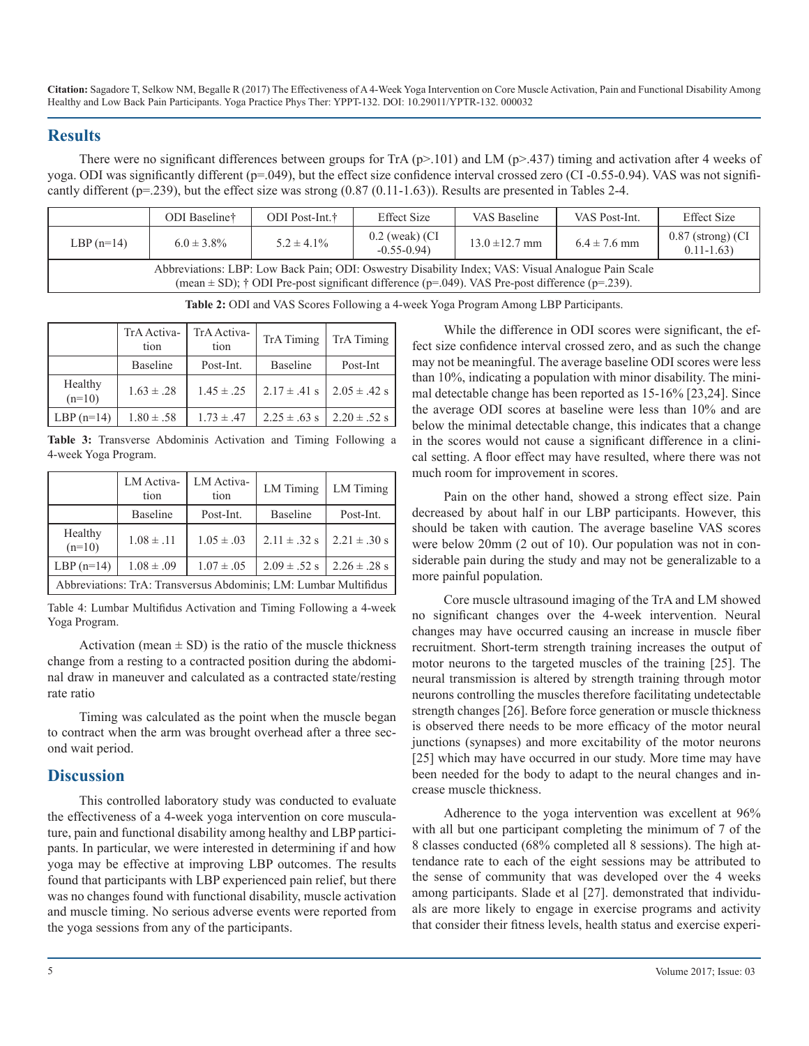## Results

There were no significant differences between groups for TrA (p>.101) and LM (p>.437) timing and activation after 4 weeks of yoga. ODI was significantly different (p=.049), but the effect size confidence interval crossed zero (CI -0.55-0.94). VAS was not significantly different (p=.239), but the effect size was strong (0.87 (0.11-1.63)). Results are presented in Tables 2-4.

| | ODI Baseline† | ODI Post-Int.† | Effect Size | VAS Baseline | VAS Post-Int. | Effect Size |
|---|---|---|---|---|---|---|
| LBP (n=14) | 6.0 ± 3.8% | 5.2 ± 4.1% | 0.2 (weak) (CI -0.55-0.94) | 13.0 ±12.7 mm | 6.4 ± 7.6 mm | 0.87 (strong) (CI 0.11-1.63) |
| Abbreviations: LBP: Low Back Pain; ODI: Oswestry Disability Index; VAS: Visual Analogue Pain Scale (mean ± SD); † ODI Pre-post significant difference (p=.049). VAS Pre-post difference (p=.239). | | | | | | |

**Table 2:** ODI and VAS Scores Following a 4-week Yoga Program Among LBP Participants.

| | TrA Activation | TrA Activation | TrA Timing | TrA Timing |
|---|---|---|---|---|
| | Baseline | Post-Int. | Baseline | Post-Int |
| Healthy (n=10) | 1.63 ± .28 | 1.45 ± .25 | 2.17 ± .41 s | 2.05 ± .42 s |
| LBP (n=14) | 1.80 ± .58 | 1.73 ± .47 | 2.25 ± .63 s | 2.20 ± .52 s |

**Table 3:** Transverse Abdominis Activation and Timing Following a 4-week Yoga Program.

| | LM Activation | LM Activation | LM Timing | LM Timing |
|---|---|---|---|---|
| | Baseline | Post-Int. | Baseline | Post-Int. |
| Healthy (n=10) | 1.08 ± .11 | 1.05 ± .03 | 2.11 ± .32 s | 2.21 ± .30 s |
| LBP (n=14) | 1.08 ± .09 | 1.07 ± .05 | 2.09 ± .52 s | 2.26 ± .28 s |
| Abbreviations: TrA: Transversus Abdominis; LM: Lumbar Multifidus | | | | |

Table 4: Lumbar Multifidus Activation and Timing Following a 4-week Yoga Program.

Activation (mean ± SD) is the ratio of the muscle thickness change from a resting to a contracted position during the abdominal draw in maneuver and calculated as a contracted state/resting rate ratio

Timing was calculated as the point when the muscle began to contract when the arm was brought overhead after a three second wait period.

## Discussion

This controlled laboratory study was conducted to evaluate the effectiveness of a 4-week yoga intervention on core musculature, pain and functional disability among healthy and LBP participants. In particular, we were interested in determining if and how yoga may be effective at improving LBP outcomes. The results found that participants with LBP experienced pain relief, but there was no changes found with functional disability, muscle activation and muscle timing. No serious adverse events were reported from the yoga sessions from any of the participants.

While the difference in ODI scores were significant, the effect size confidence interval crossed zero, and as such the change may not be meaningful. The average baseline ODI scores were less than 10%, indicating a population with minor disability. The minimal detectable change has been reported as 15-16% [23,24]. Since the average ODI scores at baseline were less than 10% and are below the minimal detectable change, this indicates that a change in the scores would not cause a significant difference in a clinical setting. A floor effect may have resulted, where there was not much room for improvement in scores.

Pain on the other hand, showed a strong effect size. Pain decreased by about half in our LBP participants. However, this should be taken with caution. The average baseline VAS scores were below 20mm (2 out of 10). Our population was not in considerable pain during the study and may not be generalizable to a more painful population.

Core muscle ultrasound imaging of the TrA and LM showed no significant changes over the 4-week intervention. Neural changes may have occurred causing an increase in muscle fiber recruitment. Short-term strength training increases the output of motor neurons to the targeted muscles of the training [25]. The neural transmission is altered by strength training through motor neurons controlling the muscles therefore facilitating undetectable strength changes [26]. Before force generation or muscle thickness is observed there needs to be more efficacy of the motor neural junctions (synapses) and more excitability of the motor neurons [25] which may have occurred in our study. More time may have been needed for the body to adapt to the neural changes and increase muscle thickness.

Adherence to the yoga intervention was excellent at 96% with all but one participant completing the minimum of 7 of the 8 classes conducted (68% completed all 8 sessions). The high attendance rate to each of the eight sessions may be attributed to the sense of community that was developed over the 4 weeks among participants. Slade et al [27]. demonstrated that individuals are more likely to engage in exercise programs and activity that consider their fitness levels, health status and exercise experi-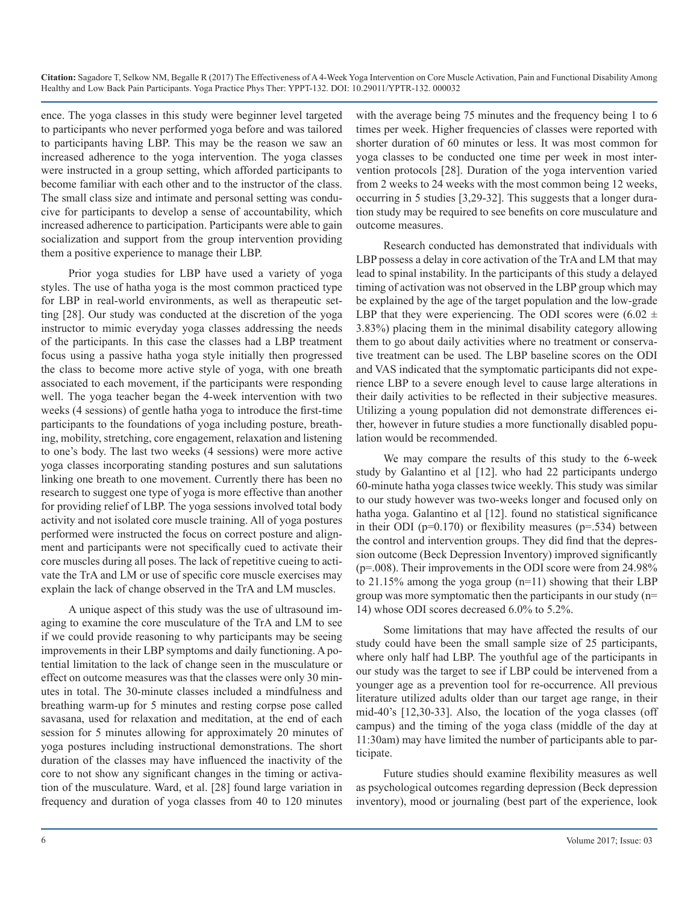ence. The yoga classes in this study were beginner level targeted to participants who never performed yoga before and was tailored to participants having LBP. This may be the reason we saw an increased adherence to the yoga intervention. The yoga classes were instructed in a group setting, which afforded participants to become familiar with each other and to the instructor of the class. The small class size and intimate and personal setting was conducive for participants to develop a sense of accountability, which increased adherence to participation. Participants were able to gain socialization and support from the group intervention providing them a positive experience to manage their LBP.

Prior yoga studies for LBP have used a variety of yoga styles. The use of hatha yoga is the most common practiced type for LBP in real-world environments, as well as therapeutic setting [28]. Our study was conducted at the discretion of the yoga instructor to mimic everyday yoga classes addressing the needs of the participants. In this case the classes had a LBP treatment focus using a passive hatha yoga style initially then progressed the class to become more active style of yoga, with one breath associated to each movement, if the participants were responding well. The yoga teacher began the 4-week intervention with two weeks (4 sessions) of gentle hatha yoga to introduce the first-time participants to the foundations of yoga including posture, breathing, mobility, stretching, core engagement, relaxation and listening to one's body. The last two weeks (4 sessions) were more active yoga classes incorporating standing postures and sun salutations linking one breath to one movement. Currently there has been no research to suggest one type of yoga is more effective than another for providing relief of LBP. The yoga sessions involved total body activity and not isolated core muscle training. All of yoga postures performed were instructed the focus on correct posture and alignment and participants were not specifically cued to activate their core muscles during all poses. The lack of repetitive cueing to activate the TrA and LM or use of specific core muscle exercises may explain the lack of change observed in the TrA and LM muscles.

A unique aspect of this study was the use of ultrasound imaging to examine the core musculature of the TrA and LM to see if we could provide reasoning to why participants may be seeing improvements in their LBP symptoms and daily functioning. A potential limitation to the lack of change seen in the musculature or effect on outcome measures was that the classes were only 30 minutes in total. The 30-minute classes included a mindfulness and breathing warm-up for 5 minutes and resting corpse pose called savasana, used for relaxation and meditation, at the end of each session for 5 minutes allowing for approximately 20 minutes of yoga postures including instructional demonstrations. The short duration of the classes may have influenced the inactivity of the core to not show any significant changes in the timing or activation of the musculature. Ward, et al. [28] found large variation in frequency and duration of yoga classes from 40 to 120 minutes with the average being 75 minutes and the frequency being 1 to 6 times per week. Higher frequencies of classes were reported with shorter duration of 60 minutes or less. It was most common for yoga classes to be conducted one time per week in most intervention protocols [28]. Duration of the yoga intervention varied from 2 weeks to 24 weeks with the most common being 12 weeks, occurring in 5 studies [3,29-32]. This suggests that a longer duration study may be required to see benefits on core musculature and outcome measures.

Research conducted has demonstrated that individuals with LBP possess a delay in core activation of the TrA and LM that may lead to spinal instability. In the participants of this study a delayed timing of activation was not observed in the LBP group which may be explained by the age of the target population and the low-grade LBP that they were experiencing. The ODI scores were ($6.02 \pm 3.83\%$) placing them in the minimal disability category allowing them to go about daily activities where no treatment or conservative treatment can be used. The LBP baseline scores on the ODI and VAS indicated that the symptomatic participants did not experience LBP to a severe enough level to cause large alterations in their daily activities to be reflected in their subjective measures. Utilizing a young population did not demonstrate differences either, however in future studies a more functionally disabled population would be recommended.

We may compare the results of this study to the 6-week study by Galantino et al [12]. who had 22 participants undergo 60-minute hatha yoga classes twice weekly. This study was similar to our study however was two-weeks longer and focused only on hatha yoga. Galantino et al [12]. found no statistical significance in their ODI ($p=0.170$) or flexibility measures ($p=.534$) between the control and intervention groups. They did find that the depression outcome (Beck Depression Inventory) improved significantly ($p=.008$). Their improvements in the ODI score were from 24.98% to 21.15% among the yoga group ($n=11$) showing that their LBP group was more symptomatic then the participants in our study ($n=14$) whose ODI scores decreased 6.0% to 5.2%.

Some limitations that may have affected the results of our study could have been the small sample size of 25 participants, where only half had LBP. The youthful age of the participants in our study was the target to see if LBP could be intervened from a younger age as a prevention tool for re-occurrence. All previous literature utilized adults older than our target age range, in their mid-40's [12,30-33]. Also, the location of the yoga classes (off campus) and the timing of the yoga class (middle of the day at 11:30am) may have limited the number of participants able to participate.

Future studies should examine flexibility measures as well as psychological outcomes regarding depression (Beck depression inventory), mood or journaling (best part of the experience, look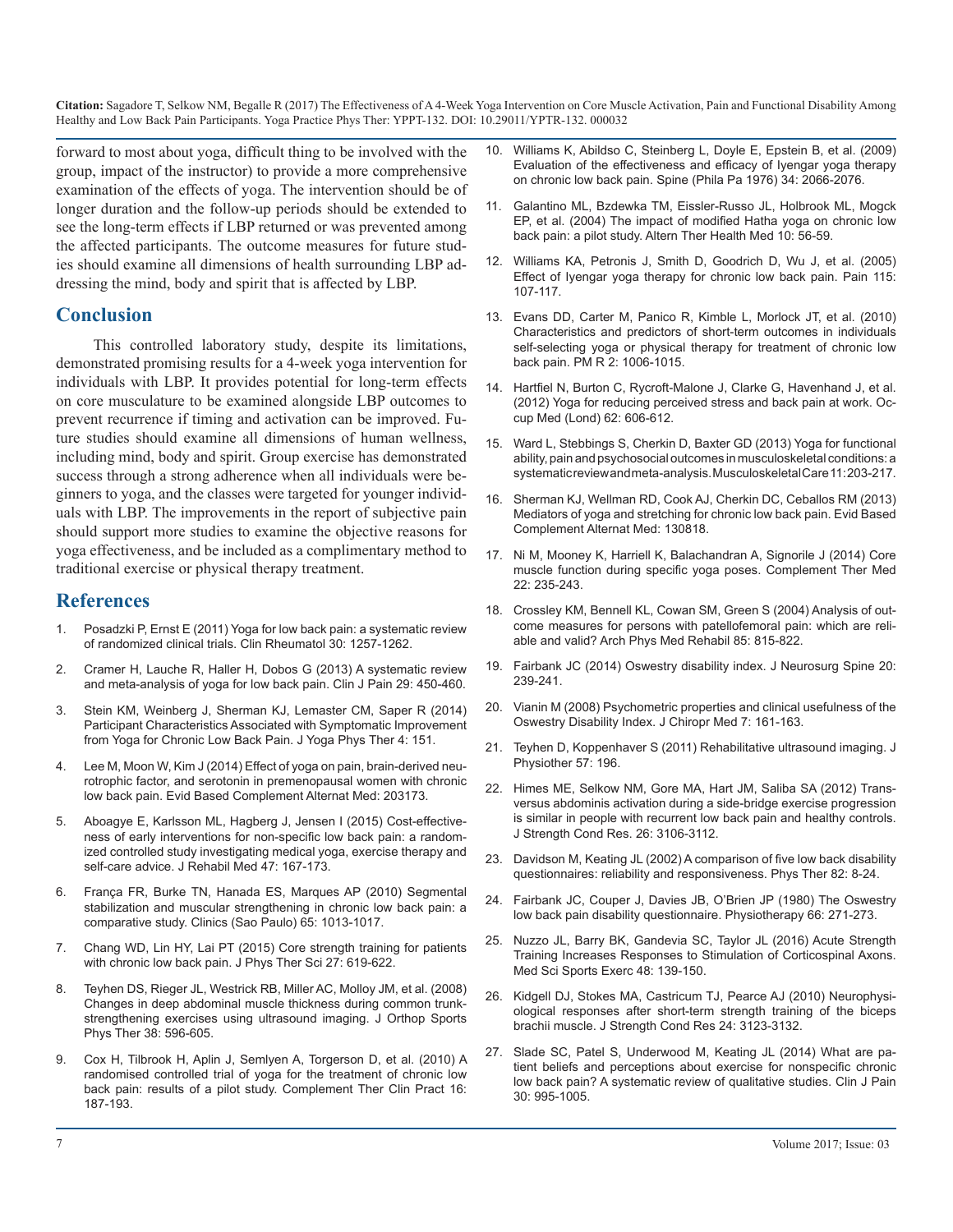forward to most about yoga, difficult thing to be involved with the group, impact of the instructor) to provide a more comprehensive examination of the effects of yoga. The intervention should be of longer duration and the follow-up periods should be extended to see the long-term effects if LBP returned or was prevented among the affected participants. The outcome measures for future studies should examine all dimensions of health surrounding LBP addressing the mind, body and spirit that is affected by LBP.

## Conclusion

This controlled laboratory study, despite its limitations, demonstrated promising results for a 4-week yoga intervention for individuals with LBP. It provides potential for long-term effects on core musculature to be examined alongside LBP outcomes to prevent recurrence if timing and activation can be improved. Future studies should examine all dimensions of human wellness, including mind, body and spirit. Group exercise has demonstrated success through a strong adherence when all individuals were beginners to yoga, and the classes were targeted for younger individuals with LBP. The improvements in the report of subjective pain should support more studies to examine the objective reasons for yoga effectiveness, and be included as a complimentary method to traditional exercise or physical therapy treatment.

## References

1. Posadzki P, Ernst E (2011) Yoga for low back pain: a systematic review of randomized clinical trials. Clin Rheumatol 30: 1257-1262.
2. Cramer H, Lauche R, Haller H, Dobos G (2013) A systematic review and meta-analysis of yoga for low back pain. Clin J Pain 29: 450-460.
3. Stein KM, Weinberg J, Sherman KJ, Lemaster CM, Saper R (2014) Participant Characteristics Associated with Symptomatic Improvement from Yoga for Chronic Low Back Pain. J Yoga Phys Ther 4: 151.
4. Lee M, Moon W, Kim J (2014) Effect of yoga on pain, brain-derived neurotrophic factor, and serotonin in premenopausal women with chronic low back pain. Evid Based Complement Alternat Med: 203173.
5. Aboagye E, Karlsson ML, Hagberg J, Jensen I (2015) Cost-effectiveness of early interventions for non-specific low back pain: a randomized controlled study investigating medical yoga, exercise therapy and self-care advice. J Rehabil Med 47: 167-173.
6. França FR, Burke TN, Hanada ES, Marques AP (2010) Segmental stabilization and muscular strengthening in chronic low back pain: a comparative study. Clinics (Sao Paulo) 65: 1013-1017.
7. Chang WD, Lin HY, Lai PT (2015) Core strength training for patients with chronic low back pain. J Phys Ther Sci 27: 619-622.
8. Teyhen DS, Rieger JL, Westrick RB, Miller AC, Molloy JM, et al. (2008) Changes in deep abdominal muscle thickness during common trunk-strengthening exercises using ultrasound imaging. J Orthop Sports Phys Ther 38: 596-605.
9. Cox H, Tilbrook H, Aplin J, Semlyen A, Torgerson D, et al. (2010) A randomised controlled trial of yoga for the treatment of chronic low back pain: results of a pilot study. Complement Ther Clin Pract 16: 187-193.
10. Williams K, Abildso C, Steinberg L, Doyle E, Epstein B, et al. (2009) Evaluation of the effectiveness and efficacy of Iyengar yoga therapy on chronic low back pain. Spine (Phila Pa 1976) 34: 2066-2076.
11. Galantino ML, Bzdewka TM, Eissler-Russo JL, Holbrook ML, Mogck EP, et al. (2004) The impact of modified Hatha yoga on chronic low back pain: a pilot study. Altern Ther Health Med 10: 56-59.
12. Williams KA, Petronis J, Smith D, Goodrich D, Wu J, et al. (2005) Effect of Iyengar yoga therapy for chronic low back pain. Pain 115: 107-117.
13. Evans DD, Carter M, Panico R, Kimble L, Morlock JT, et al. (2010) Characteristics and predictors of short-term outcomes in individuals self-selecting yoga or physical therapy for treatment of chronic low back pain. PM R 2: 1006-1015.
14. Hartfiel N, Burton C, Rycroft-Malone J, Clarke G, Havenhand J, et al. (2012) Yoga for reducing perceived stress and back pain at work. Occup Med (Lond) 62: 606-612.
15. Ward L, Stebbings S, Cherkin D, Baxter GD (2013) Yoga for functional ability, pain and psychosocial outcomes in musculoskeletal conditions: a systematic review and meta-analysis. Musculoskeletal Care 11: 203-217.
16. Sherman KJ, Wellman RD, Cook AJ, Cherkin DC, Ceballos RM (2013) Mediators of yoga and stretching for chronic low back pain. Evid Based Complement Alternat Med: 130818.
17. Ni M, Mooney K, Harriell K, Balachandran A, Signorile J (2014) Core muscle function during specific yoga poses. Complement Ther Med 22: 235-243.
18. Crossley KM, Bennell KL, Cowan SM, Green S (2004) Analysis of outcome measures for persons with patellofemoral pain: which are reliable and valid? Arch Phys Med Rehabil 85: 815-822.
19. Fairbank JC (2014) Oswestry disability index. J Neurosurg Spine 20: 239-241.
20. Vianin M (2008) Psychometric properties and clinical usefulness of the Oswestry Disability Index. J Chiropr Med 7: 161-163.
21. Teyhen D, Koppenhaver S (2011) Rehabilitative ultrasound imaging. J Physiother 57: 196.
22. Himes ME, Selkow NM, Gore MA, Hart JM, Saliba SA (2012) Transversus abdominis activation during a side-bridge exercise progression is similar in people with recurrent low back pain and healthy controls. J Strength Cond Res. 26: 3106-3112.
23. Davidson M, Keating JL (2002) A comparison of five low back disability questionnaires: reliability and responsiveness. Phys Ther 82: 8-24.
24. Fairbank JC, Couper J, Davies JB, O'Brien JP (1980) The Oswestry low back pain disability questionnaire. Physiotherapy 66: 271-273.
25. Nuzzo JL, Barry BK, Gandevia SC, Taylor JL (2016) Acute Strength Training Increases Responses to Stimulation of Corticospinal Axons. Med Sci Sports Exerc 48: 139-150.
26. Kidgell DJ, Stokes MA, Castricum TJ, Pearce AJ (2010) Neurophysiological responses after short-term strength training of the biceps brachii muscle. J Strength Cond Res 24: 3123-3132.
27. Slade SC, Patel S, Underwood M, Keating JL (2014) What are patient beliefs and perceptions about exercise for nonspecific chronic low back pain? A systematic review of qualitative studies. Clin J Pain 30: 995-1005.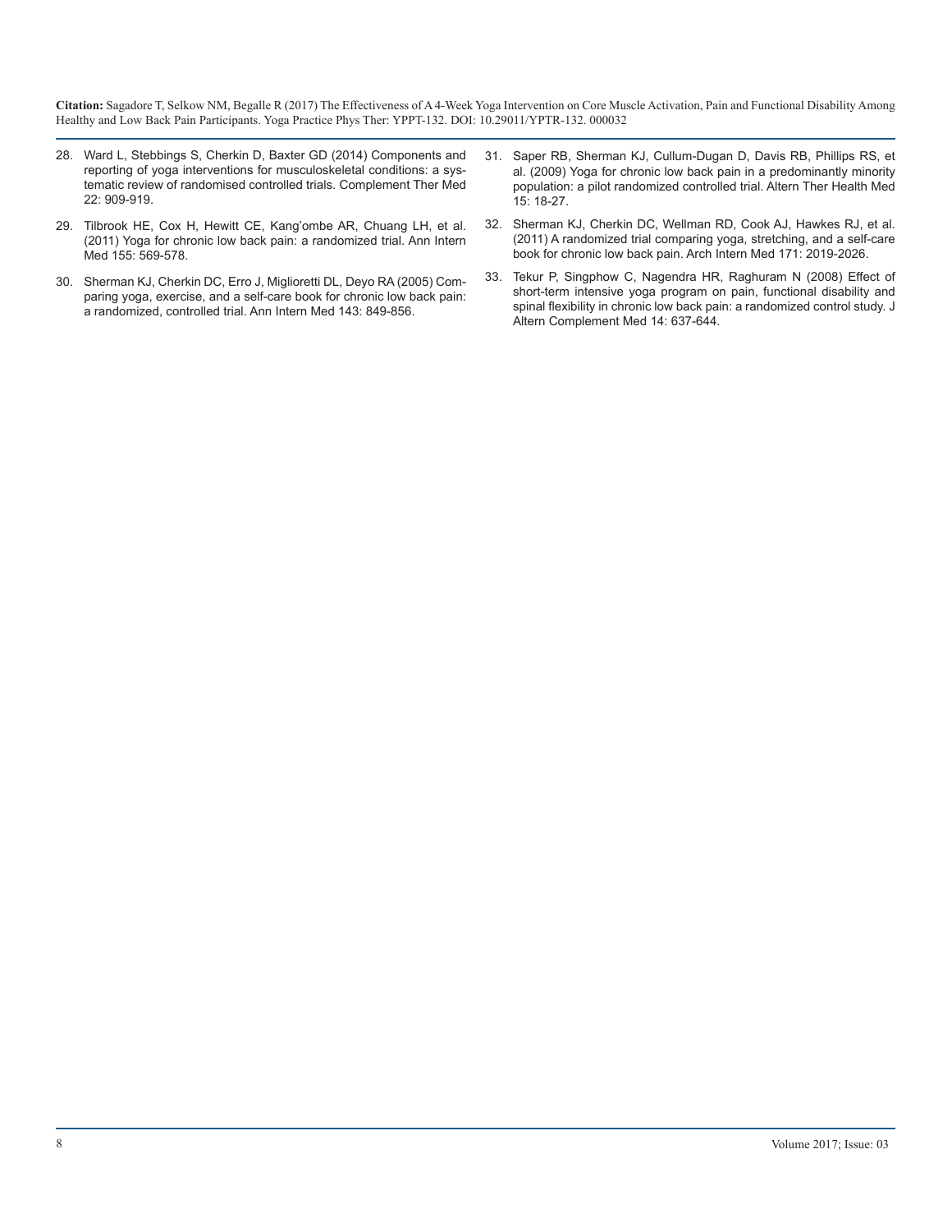28. Ward L, Stebbings S, Cherkin D, Baxter GD (2014) Components and reporting of yoga interventions for musculoskeletal conditions: a systematic review of randomised controlled trials. Complement Ther Med 22: 909-919.

29. Tilbrook HE, Cox H, Hewitt CE, Kang'ombe AR, Chuang LH, et al. (2011) Yoga for chronic low back pain: a randomized trial. Ann Intern Med 155: 569-578.

30. Sherman KJ, Cherkin DC, Erro J, Miglioretti DL, Deyo RA (2005) Comparing yoga, exercise, and a self-care book for chronic low back pain: a randomized, controlled trial. Ann Intern Med 143: 849-856.

31. Saper RB, Sherman KJ, Cullum-Dugan D, Davis RB, Phillips RS, et al. (2009) Yoga for chronic low back pain in a predominantly minority population: a pilot randomized controlled trial. Altern Ther Health Med 15: 18-27.

32. Sherman KJ, Cherkin DC, Wellman RD, Cook AJ, Hawkes RJ, et al. (2011) A randomized trial comparing yoga, stretching, and a self-care book for chronic low back pain. Arch Intern Med 171: 2019-2026.

33. Tekur P, Singphow C, Nagendra HR, Raghuram N (2008) Effect of short-term intensive yoga program on pain, functional disability and spinal flexibility in chronic low back pain: a randomized control study. J Altern Complement Med 14: 637-644.